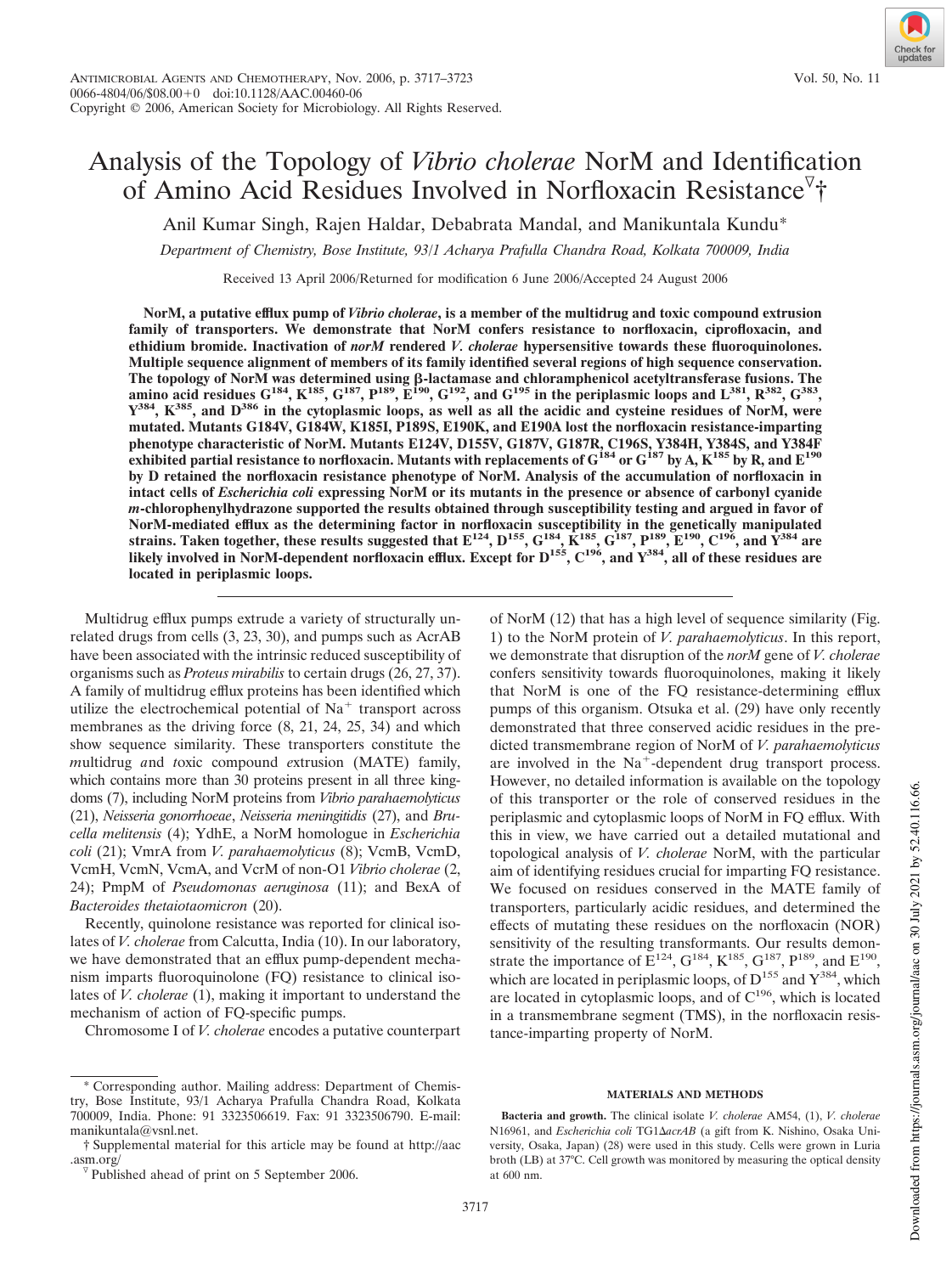# Analysis of the Topology of *Vibrio cholerae* NorM and Identification of Amino Acid Residues Involved in Norfloxacin Resistance▽†

Anil Kumar Singh, Rajen Haldar, Debabrata Mandal, and Manikuntala Kundu*

*Department of Chemistry, Bose Institute, 93/1 Acharya Prafulla Chandra Road, Kolkata 700009, India*

Received 13 April 2006/Returned for modification 6 June 2006/Accepted 24 August 2006

**NorM, a putative efflux pump of *Vibrio cholerae*, is a member of the multidrug and toxic compound extrusion family of transporters. We demonstrate that NorM confers resistance to norfloxacin, ciprofloxacin, and ethidium bromide. Inactivation of *norM* rendered *V. cholerae* hypersensitive towards these fluoroquinolones. Multiple sequence alignment of members of its family identified several regions of high sequence conservation. The topology of NorM was determined using β-lactamase and chloramphenicol acetyltransferase fusions. The amino acid residues G[184], K[185], G[187], P[189], E[190], G[192], and G[195] in the periplasmic loops and L[381], R[382], G[383], Y[384], K[385], and D[386] in the cytoplasmic loops, as well as all the acidic and cysteine residues of NorM, were mutated. Mutants G184V, G184W, K185I, P189S, E190K, and E190A lost the norfloxacin resistance-imparting phenotype characteristic of NorM. Mutants E124V, D155V, G187V, G187R, C196S, Y384H, Y384S, and Y384F exhibited partial resistance to norfloxacin. Mutants with replacements of G[184] or G[187] by A, K[185] by R, and E[190] by D retained the norfloxacin resistance phenotype of NorM. Analysis of the accumulation of norfloxacin in intact cells of *Escherichia coli* expressing NorM or its mutants in the presence or absence of carbonyl cyanide *m*-chlorophenylhydrazone supported the results obtained through susceptibility testing and argued in favor of NorM-mediated efflux as the determining factor in norfloxacin susceptibility in the genetically manipulated strains. Taken together, these results suggested that E[124], D[155], G[184], K[185], G[187], P[189], E[190], C[196], and Y[384] are likely involved in NorM-dependent norfloxacin efflux. Except for D[155], C[196], and Y[384], all of these residues are located in periplasmic loops.**

Multidrug efflux pumps extrude a variety of structurally unrelated drugs from cells (3, 23, 30), and pumps such as AcrAB have been associated with the intrinsic reduced susceptibility of organisms such as *Proteus mirabilis* to certain drugs (26, 27, 37). A family of multidrug efflux proteins has been identified which utilize the electrochemical potential of $Na^+$ transport across membranes as the driving force (8, 21, 24, 25, 34) and which show sequence similarity. These transporters constitute the *m*ultidrug *a*nd *t*oxic compound *e*xtrusion (MATE) family, which contains more than 30 proteins present in all three kingdoms (7), including NorM proteins from *Vibrio parahaemolyticus* (21), *Neisseria gonorrhoeae*, *Neisseria meningitidis* (27), and *Brucella melitensis* (4); YdhE, a NorM homologue in *Escherichia coli* (21); VmrA from *V. parahaemolyticus* (8); VcmB, VcmD, VcmH, VcmN, VcmA, and VcrM of non-O1 *Vibrio cholerae* (2, 24); PmpM of *Pseudomonas aeruginosa* (11); and BexA of *Bacteroides thetaiotaomicron* (20).

Recently, quinolone resistance was reported for clinical isolates of *V. cholerae* from Calcutta, India (10). In our laboratory, we have demonstrated that an efflux pump-dependent mechanism imparts fluoroquinolone (FQ) resistance to clinical isolates of *V. cholerae* (1), making it important to understand the mechanism of action of FQ-specific pumps.

Chromosome I of *V. cholerae* encodes a putative counterpart of NorM (12) that has a high level of sequence similarity (Fig. 1) to the NorM protein of *V. parahaemolyticus*. In this report, we demonstrate that disruption of the *norM* gene of *V. cholerae* confers sensitivity towards fluoroquinolones, making it likely that NorM is one of the FQ resistance-determining efflux pumps of this organism. Otsuka et al. (29) have only recently demonstrated that three conserved acidic residues in the predicted transmembrane region of NorM of *V. parahaemolyticus* are involved in the $Na^+$-dependent drug transport process. However, no detailed information is available on the topology of this transporter or the role of conserved residues in the periplasmic and cytoplasmic loops of NorM in FQ efflux. With this in view, we have carried out a detailed mutational and topological analysis of *V. cholerae* NorM, with the particular aim of identifying residues crucial for imparting FQ resistance. We focused on residues conserved in the MATE family of transporters, particularly acidic residues, and determined the effects of mutating these residues on the norfloxacin (NOR) sensitivity of the resulting transformants. Our results demonstrate the importance of E[124], G[184], K[185], G[187], P[189], and E[190], which are located in periplasmic loops, of D[155] and Y[384], which are located in cytoplasmic loops, and of C[196], which is located in a transmembrane segment (TMS), in the norfloxacin resistance-imparting property of NorM.

## MATERIALS AND METHODS

**Bacteria and growth.** The clinical isolate *V. cholerae* AM54, (1), *V. cholerae* N16961, and *Escherichia coli* TG1Δ*acrAB* (a gift from K. Nishino, Osaka University, Osaka, Japan) (28) were used in this study. Cells were grown in Luria broth (LB) at 37°C. Cell growth was monitored by measuring the optical density at 600 nm.

---

\* Corresponding author. Mailing address: Department of Chemistry, Bose Institute, 93/1 Acharya Prafulla Chandra Road, Kolkata 700009, India. Phone: 91 3323506619. Fax: 91 3323506790. E-mail: manikuntala@vsnl.net.

† Supplemental material for this article may be found at http://aac.asm.org/

▽ Published ahead of print on 5 September 2006.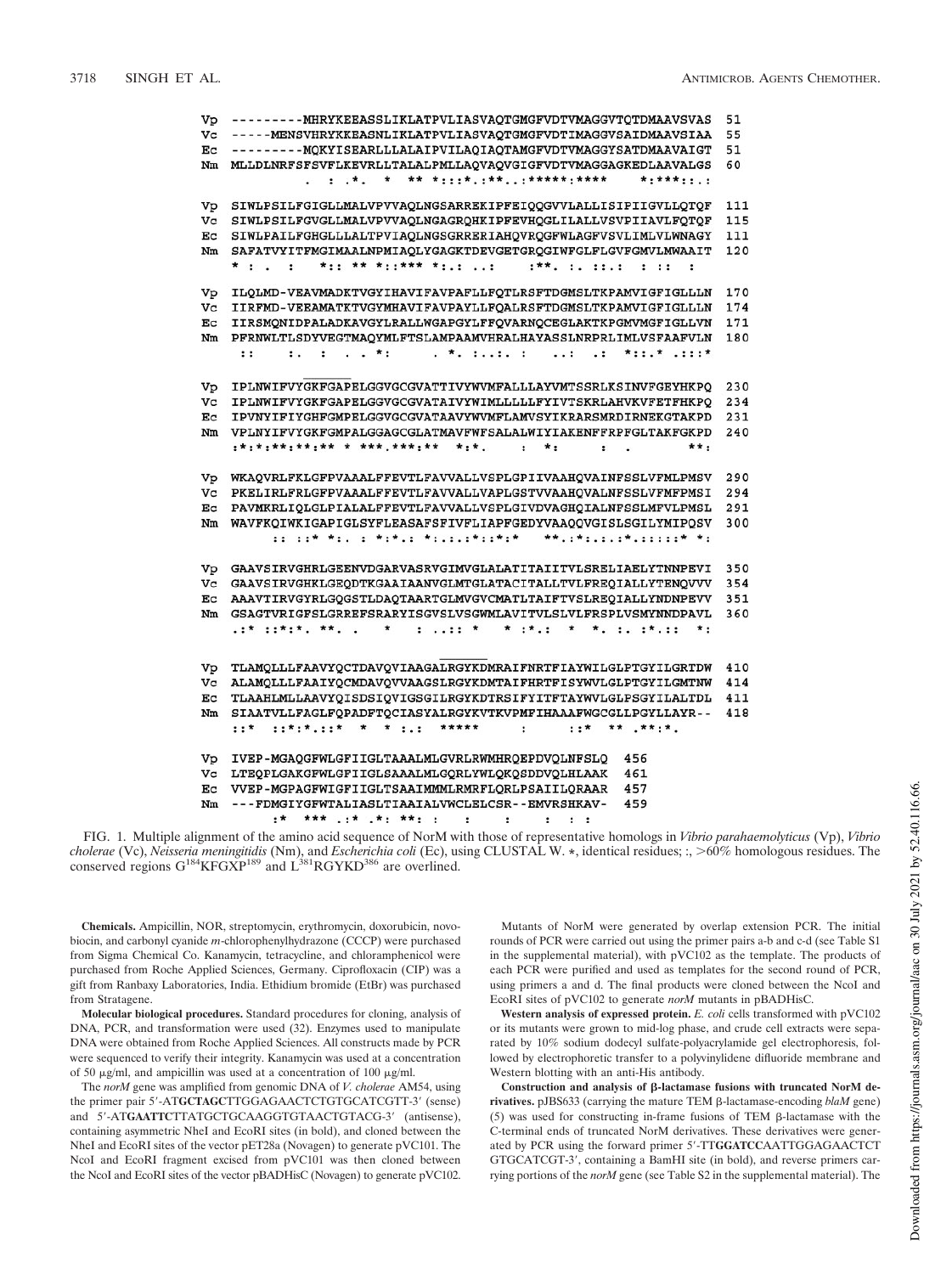```
Vp  ---------MHRYKEEASSLIKLATPVLIASVAQTGMGFVDTVMAGGVTQTDMAAVSVAS  51
Vc  -----MENSVHRYKKEASNLIKLATPVLIASVAQTGMGFVDTIMAGGVSAIDMAAVSIAA  55
Ec  ---------MQKYISEARLLLALAIPVILAQIAQTAMGFVDTVMAGGYSATDMAAVAIGT  51
Nm  MLLDLNRFSFSVFLKEVRLLTALALPMLLAQVAQVGIGFVDTVMAGGAGKEDLAAVALGS  60
            . : .*.  *  ** *:::*.:**..:*****:****    *:***::.:

Vp  SIWLPSILFGIGLLMALVPVVAQLNGSARREKIPFEIQQGVVLALLISIPIIGVLLQTQF  111
Vc  SIWLPSILFGVGLLMALVPVVAQLNGAGRQHKIPFEVHQGLILALLVSVPIIAVLFQTQF  115
Ec  SIWLPAILFGHGLLLALTPVIAQLNGSGRRERIAHQVRQGFWLAGFVSVLIMLVLWNAGY  111
Nm  SAFATVYITFMGIMAALNPMIAQLYGAGKTDEVGETGRQGIWFGLFLGVFGMVLMWAAIT  120
    * : .  :   *:: ** *::*** *:.: ..:     :**. :. ::.:  : :: :

Vp  ILQLMD-VEAVMADKTVGYIHAVIFAVPAFLLFQTLRSFTDGMSLTKPAMVIGFIGLLLN  170
Vc  IIRFMD-VEEAMATKTVGYMHAVIFAVPAYLLFQALRSFTDGMSLTKPAMVIGFIGLLLN  174
Ec  IIRSMQNIDPALADKAVGYLRALLWGAPGYLFFQVARNQCEGLAKTKPGMVMGFIGLLVN  171
Nm  PFRNWLTLSDYVEGTMAQYMLFTSLAMPAAMVHRALHAYASSLNRPRLIMLVSFAAFVLN  180
     ::    :. :  . . *:     . *. :..:. :    ..:  .:  *::.* .:::*

Vp  IPLNWIFVYGKFGAPELGGVGCGVATTIVYWVMFALLLAYVMTSSRLKSINVFGEYHKPQ  230
Vc  IPLNWIFVYGKFGAPELGGVGCGVATAIVYWIMLLLLLFYIVTSKRLAHVKVFETFHKPQ  234
Ec  IPVNYIFIYGHFGMPELGGVGCGVATAAVYWVMFLAMVSYIKRARSMRDIRNEKGTAKPD  231
Nm  VPLNYIFVYGKFGMPALGGAGCGLATMAVFWFSALALWIYIAKENFFRPFGLTAKFGKPD  240
    :*:*:**:**:**:** * ***.***:**  *:*.    :  *:     :  .      **:

Vp  WKAQVRLFKLGFPVAAALFFEVTLFAVVALLVSPLGPIIVAAHQVAINFSSLVFMLPMSV  290
Vc  PKELIRLFRLGFPVAAALFFEVTLFAVVALLVAPLGSTVVAAHQVALNFSSLVFMFPMSI  294
Ec  PAVMKRLIQLGLPIALALFFEVTLFAVVALLVSPLGIVDVAGHQIALNFSSLMFVLPMSL  291
Nm  WAVFKQIWKIGAPIGLSYFLEASAFSFIVFLIAPFGEDYVAAQQVGISLSGILYMIPQSV  300
        :: ::* *:. : *:*.: *:.:.:*::*:*    **.:*:.:.:*.:::::* *:

Vp  GAAVSIRVGHRLGEENVDGARVASRVGIMVGLALATITAIITVLSRELIAELYTNNPEVI  350
Vc  GAAVSIRVGHKLGEQDTKGAAIAANVGLMTGLATACITALLTVLFREQIALLYTENQVVV  354
Ec  AAAVTIRVGYRLGQGSTLDAQTAARTGLMVGVCMATLTAIFTVSLREQIALLYNDNPEVV  351
Nm  GSAGTVRIGFSLGRREFSRARYISGVSLVSGWMLAVITVLSLVLFRSPLVSMYNNDPAVL  360
    .:* ::*:*. **. .    *   : ..:: *    * :*.:   *  *. :. :*.::   *:

Vp  TLAMQLLLFAAVYQCTDAVQVIAAGALRGYKDMRAIFNRTFIAYWILGLPTGYILGRTDW  410
Vc  ALAMQLLLFAAIYQCMDAVQVVAAGSLRGYKDMTAIFHRTFISYWVLGLPTGYILGMTNW  414
Ec  TLAAHLMLLAAVYQISDSIQVIGSGILRGYKDTRSIFYITFTAYWVLGLPSGYILALTDL  411
Nm  SIAATVLLFAGLFQPADFTQCIASYALRGYKVTKVPMFIHAAAFWGCGLLPGYLLAYR--  418
    ::*   ::*:*.::*   *   * :.:   *****       :        ::*  ** .**:*.

Vp  IVEP-MGAQGFWLGFIIGLTAAALMLGVRLRWMHRQEPDVQLNFSLQ  456
Vc  LTEQPLGAKGFWLGFIIGLSAAALMLGQRLYWLQKQSDDVQLHLAAK  461
Ec  VVEP-MGPAGFWIGFIIGLTSAAIMMMLRMRFLQRLPSAIILQRAAR  457
Nm  ---FDMGIYGFWTALIASLTIAAIALVWCLELCSR--EMVRSHKAV-  459
       :*  *** .:*  .*: **: :     :      :      :  : :
```

FIG. 1. Multiple alignment of the amino acid sequence of NorM with those of representative homologs in *Vibrio parahaemolyticus* (Vp), *Vibrio cholerae* (Vc), *Neisseria meningitidis* (Nm), and *Escherichia coli* (Ec), using CLUSTAL W. *, identical residues; :, >60% homologous residues. The conserved regions G[184]KFGXP[189] and L[381]RGYKD[386] are overlined.

**Chemicals.** Ampicillin, NOR, streptomycin, erythromycin, doxorubicin, novobiocin, and carbonyl cyanide *m*-chlorophenylhydrazone (CCCP) were purchased from Sigma Chemical Co. Kanamycin, tetracycline, and chloramphenicol were purchased from Roche Applied Sciences, Germany. Ciprofloxacin (CIP) was a gift from Ranbaxy Laboratories, India. Ethidium bromide (EtBr) was purchased from Stratagene.

**Molecular biological procedures.** Standard procedures for cloning, analysis of DNA, PCR, and transformation were used (32). Enzymes used to manipulate DNA were obtained from Roche Applied Sciences. All constructs made by PCR were sequenced to verify their integrity. Kanamycin was used at a concentration of 50 μg/ml, and ampicillin was used at a concentration of 100 μg/ml.

The *norM* gene was amplified from genomic DNA of *V. cholerae* AM54, using the primer pair 5′-AT**GCTAGC**TTGGAGAACTCTGTGCATCGTT-3′ (sense) and 5′-AT**GAATTC**TTATGCTGCAAGGTGTAACTGTACG-3′ (antisense), containing asymmetric NheI and EcoRI sites (in bold), and cloned between the NheI and EcoRI sites of the vector pET28a (Novagen) to generate pVC101. The NcoI and EcoRI fragment excised from pVC101 was then cloned between the NcoI and EcoRI sites of the vector pBADHisC (Novagen) to generate pVC102.

Mutants of NorM were generated by overlap extension PCR. The initial rounds of PCR were carried out using the primer pairs a-b and c-d (see Table S1 in the supplemental material), with pVC102 as the template. The products of each PCR were purified and used as templates for the second round of PCR, using primers a and d. The final products were cloned between the NcoI and EcoRI sites of pVC102 to generate *norM* mutants in pBADHisC.

**Western analysis of expressed protein.** *E. coli* cells transformed with pVC102 or its mutants were grown to mid-log phase, and crude cell extracts were separated by 10% sodium dodecyl sulfate-polyacrylamide gel electrophoresis, followed by electrophoretic transfer to a polyvinylidene difluoride membrane and Western blotting with an anti-His antibody.

**Construction and analysis of β-lactamase fusions with truncated NorM derivatives.** pJBS633 (carrying the mature TEM β-lactamase-encoding *blaM* gene) (5) was used for constructing in-frame fusions of TEM β-lactamase with the C-terminal ends of truncated NorM derivatives. These derivatives were generated by PCR using the forward primer 5′-TT**GGATCC**AATTGGAGAACTCT GTGCATCGT-3′, containing a BamHI site (in bold), and reverse primers carrying portions of the *norM* gene (see Table S2 in the supplemental material). The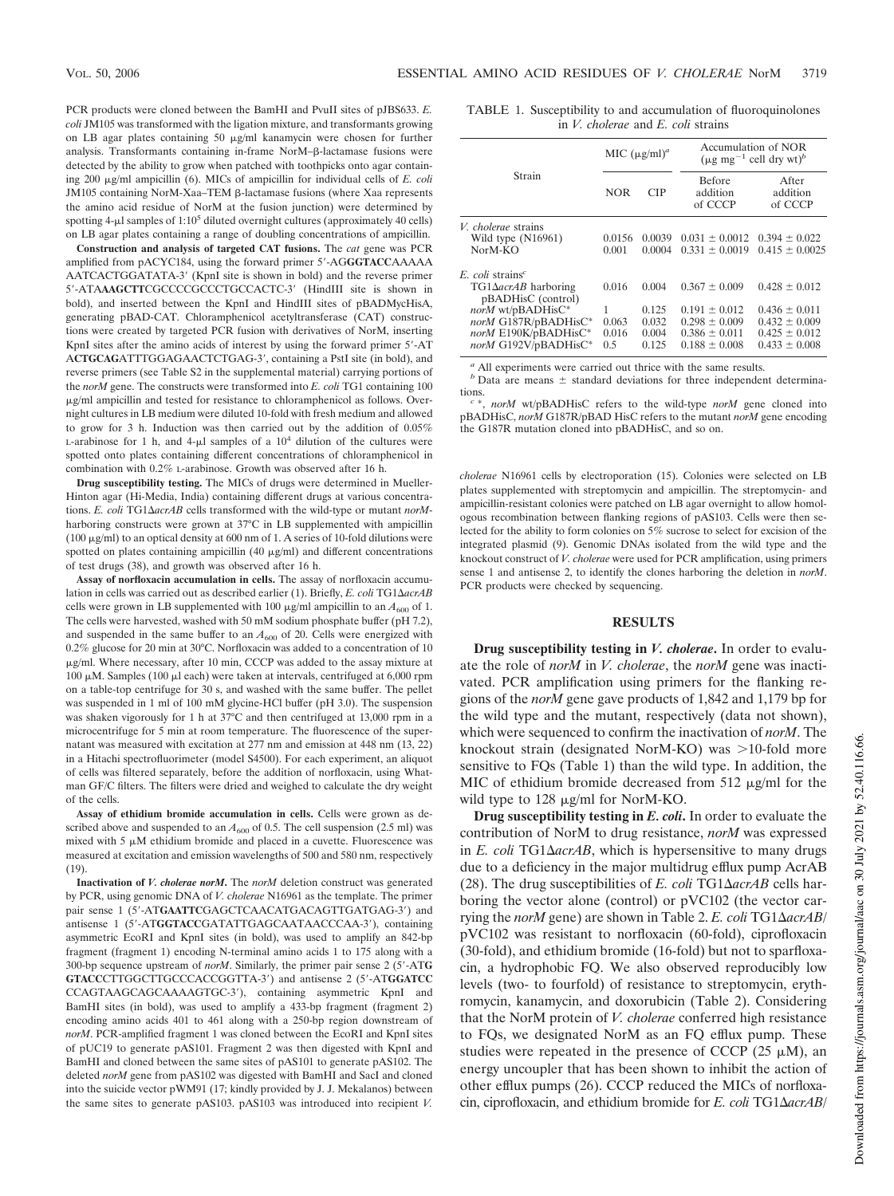PCR products were cloned between the BamHI and PvuII sites of pJBS633. *E. coli* JM105 was transformed with the ligation mixture, and transformants growing on LB agar plates containing 50 μg/ml kanamycin were chosen for further analysis. Transformants containing in-frame NorM–β-lactamase fusions were detected by the ability to grow when patched with toothpicks onto agar containing 200 μg/ml ampicillin (6). MICs of ampicillin for individual cells of *E. coli* JM105 containing NorM-Xaa–TEM β-lactamase fusions (where Xaa represents the amino acid residue of NorM at the fusion junction) were determined by spotting 4-μl samples of 1:10$^5$ diluted overnight cultures (approximately 40 cells) on LB agar plates containing a range of doubling concentrations of ampicillin.

**Construction and analysis of targeted CAT fusions.** The *cat* gene was PCR amplified from pACYC184, using the forward primer 5′-AG**GGTACC**AAAAA AATCACTGGATATA-3′ (KpnI site is shown in bold) and the reverse primer 5′-ATA**AAGCTT**CGCCCCGCCCTGCCACTC-3′ (HindIII site is shown in bold), and inserted between the KpnI and HindIII sites of pBADMycHisA, generating pBAD-CAT. Chloramphenicol acetyltransferase (CAT) constructions were created by targeted PCR fusion with derivatives of NorM, inserting KpnI sites after the amino acids of interest by using the forward primer 5′-AT A**CTGCAG**ATTTGGAGAACTCTGAG-3′, containing a PstI site (in bold), and reverse primers (see Table S2 in the supplemental material) carrying portions of the *norM* gene. The constructs were transformed into *E. coli* TG1 containing 100 μg/ml ampicillin and tested for resistance to chloramphenicol as follows. Overnight cultures in LB medium were diluted 10-fold with fresh medium and allowed to grow for 3 h. Induction was then carried out by the addition of 0.05% L-arabinose for 1 h, and 4-μl samples of a 10$^4$ dilution of the cultures were spotted onto plates containing different concentrations of chloramphenicol in combination with 0.2% L-arabinose. Growth was observed after 16 h.

**Drug susceptibility testing.** The MICs of drugs were determined in Mueller-Hinton agar (Hi-Media, India) containing different drugs at various concentrations. *E. coli* TG1Δ*acrAB* cells transformed with the wild-type or mutant *norM*-harboring constructs were grown at 37°C in LB supplemented with ampicillin (100 μg/ml) to an optical density at 600 nm of 1. A series of 10-fold dilutions were spotted on plates containing ampicillin (40 μg/ml) and different concentrations of test drugs (38), and growth was observed after 16 h.

**Assay of norfloxacin accumulation in cells.** The assay of norfloxacin accumulation in cells was carried out as described earlier (1). Briefly, *E. coli* TG1Δ*acrAB* cells were grown in LB supplemented with 100 μg/ml ampicillin to an $A_{600}$ of 1. The cells were harvested, washed with 50 mM sodium phosphate buffer (pH 7.2), and suspended in the same buffer to an $A_{600}$ of 20. Cells were energized with 0.2% glucose for 20 min at 30°C. Norfloxacin was added to a concentration of 10 μg/ml. Where necessary, after 10 min, CCCP was added to the assay mixture at 100 μM. Samples (100 μl each) were taken at intervals, centrifuged at 6,000 rpm on a table-top centrifuge for 30 s, and washed with the same buffer. The pellet was suspended in 1 ml of 100 mM glycine-HCl buffer (pH 3.0). The suspension was shaken vigorously for 1 h at 37°C and then centrifuged at 13,000 rpm in a microcentrifuge for 5 min at room temperature. The fluorescence of the supernatant was measured with excitation at 277 nm and emission at 448 nm (13, 22) in a Hitachi spectrofluorimeter (model S4500). For each experiment, an aliquot of cells was filtered separately, before the addition of norfloxacin, using Whatman GF/C filters. The filters were dried and weighed to calculate the dry weight of the cells.

**Assay of ethidium bromide accumulation in cells.** Cells were grown as described above and suspended to an $A_{600}$ of 0.5. The cell suspension (2.5 ml) was mixed with 5 μM ethidium bromide and placed in a cuvette. Fluorescence was measured at excitation and emission wavelengths of 500 and 580 nm, respectively (19).

**Inactivation of *V. cholerae norM*.** The *norM* deletion construct was generated by PCR, using genomic DNA of *V. cholerae* N16961 as the template. The primer pair sense 1 (5′-AT**GAATTC**GAGCTCAACATGACAGTTGATGAG-3′) and antisense 1 (5′-AT**GGTACC**GATATTGAGCAATAACCCAA-3′), containing asymmetric EcoRI and KpnI sites (in bold), was used to amplify an 842-bp fragment (fragment 1) encoding N-terminal amino acids 1 to 175 along with a 300-bp sequence upstream of *norM*. Similarly, the primer pair sense 2 (5′-ATG **GTACC**CTTGGCTTGCCCACCGGTTA-3′) and antisense 2 (5′-AT**GGATCC** CCAGTAAGCAGCAAAAGTGC-3′), containing asymmetric KpnI and BamHI sites (in bold), was used to amplify a 433-bp fragment (fragment 2) encoding amino acids 401 to 461 along with a 250-bp region downstream of *norM*. PCR-amplified fragment 1 was cloned between the EcoRI and KpnI sites of pUC19 to generate pAS101. Fragment 2 was then digested with KpnI and BamHI and cloned between the same sites of pAS101 to generate pAS102. The deleted *norM* gene from pAS102 was digested with BamHI and SacI and cloned into the suicide vector pWM91 (17; kindly provided by J. J. Mekalanos) between the same sites to generate pAS103. pAS103 was introduced into recipient *V. cholerae* N16961 cells by electroporation (15). Colonies were selected on LB plates supplemented with streptomycin and ampicillin. The streptomycin- and ampicillin-resistant colonies were patched on LB agar overnight to allow homologous recombination between flanking regions of pAS103. Cells were then selected for the ability to form colonies on 5% sucrose to select for excision of the integrated plasmid (9). Genomic DNAs isolated from the wild type and the knockout construct of *V. cholerae* were used for PCR amplification, using primers sense 1 and antisense 2, to identify the clones harboring the deletion in *norM*. PCR products were checked by sequencing.

TABLE 1. Susceptibility to and accumulation of fluoroquinolones in *V. cholerae* and *E. coli* strains

| Strain | MIC (μg/ml)[a] | | Accumulation of NOR (μg mg$^{-1}$ cell dry wt)[b] | |
|---|---|---|---|---|
| | NOR | CIP | Before addition of CCCP | After addition of CCCP |
| *V. cholerae* strains | | | | |
| Wild type (N16961) | 0.0156 | 0.0039 | 0.031 ± 0.0012 | 0.394 ± 0.022 |
| NorM-KO | 0.001 | 0.0004 | 0.331 ± 0.0019 | 0.415 ± 0.0025 |
| *E. coli* strains[c] | | | | |
| TG1Δ*acrAB* harboring pBADHisC (control) | 0.016 | 0.004 | 0.367 ± 0.009 | 0.428 ± 0.012 |
| *norM* wt/pBADHisC* | 1 | 0.125 | 0.191 ± 0.012 | 0.436 ± 0.011 |
| *norM* G187R/pBADHisC* | 0.063 | 0.032 | 0.298 ± 0.009 | 0.432 ± 0.009 |
| *norM* E190K/pBADHisC* | 0.016 | 0.004 | 0.386 ± 0.011 | 0.425 ± 0.012 |
| *norM* G192V/pBADHisC* | 0.5 | 0.125 | 0.188 ± 0.008 | 0.433 ± 0.008 |

[a] All experiments were carried out thrice with the same results.

[b] Data are means ± standard deviations for three independent determinations.

[c] *, *norM* wt/pBADHisC refers to the wild-type *norM* gene cloned into pBADHisC, *norM* G187R/pBAD HisC refers to the mutant *norM* gene encoding the G187R mutation cloned into pBADHisC, and so on.

## RESULTS

**Drug susceptibility testing in *V. cholerae*.** In order to evaluate the role of *norM* in *V. cholerae*, the *norM* gene was inactivated. PCR amplification using primers for the flanking regions of the *norM* gene gave products of 1,842 and 1,179 bp for the wild type and the mutant, respectively (data not shown), which were sequenced to confirm the inactivation of *norM*. The knockout strain (designated NorM-KO) was >10-fold more sensitive to FQs (Table 1) than the wild type. In addition, the MIC of ethidium bromide decreased from 512 μg/ml for the wild type to 128 μg/ml for NorM-KO.

**Drug susceptibility testing in *E. coli*.** In order to evaluate the contribution of NorM to drug resistance, *norM* was expressed in *E. coli* TG1Δ*acrAB*, which is hypersensitive to many drugs due to a deficiency in the major multidrug efflux pump AcrAB (28). The drug susceptibilities of *E. coli* TG1Δ*acrAB* cells harboring the vector alone (control) or pVC102 (the vector carrying the *norM* gene) are shown in Table 2. *E. coli* TG1Δ*acrAB*/pVC102 was resistant to norfloxacin (60-fold), ciprofloxacin (30-fold), and ethidium bromide (16-fold) but not to sparfloxacin, a hydrophobic FQ. We also observed reproducibly low levels (two- to fourfold) of resistance to streptomycin, erythromycin, kanamycin, and doxorubicin (Table 2). Considering that the NorM protein of *V. cholerae* conferred high resistance to FQs, we designated NorM as an FQ efflux pump. These studies were repeated in the presence of CCCP (25 μM), an energy uncoupler that has been shown to inhibit the action of other efflux pumps (26). CCCP reduced the MICs of norfloxacin, ciprofloxacin, and ethidium bromide for *E. coli* TG1Δ*acrAB*/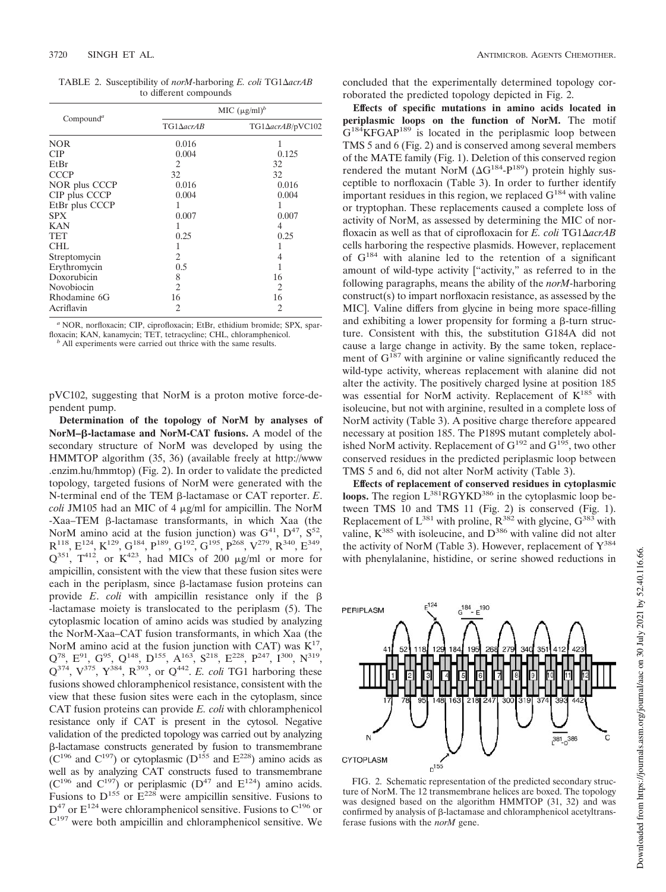TABLE 2. Susceptibility of *norM*-harboring *E. coli* TG1Δ*acrAB* to different compounds

| Compound[a] | MIC (μg/ml)[b] | |
|---|---|---|
| | TG1Δ*acrAB* | TG1Δ*acrAB*/pVC102 |
| NOR | 0.016 | 1 |
| CIP | 0.004 | 0.125 |
| EtBr | 2 | 32 |
| CCCP | 32 | 32 |
| NOR plus CCCP | 0.016 | 0.016 |
| CIP plus CCCP | 0.004 | 0.004 |
| EtBr plus CCCP | 1 | 1 |
| SPX | 0.007 | 0.007 |
| KAN | 1 | 4 |
| TET | 0.25 | 0.25 |
| CHL | 1 | 1 |
| Streptomycin | 2 | 4 |
| Erythromycin | 0.5 | 1 |
| Doxorubicin | 8 | 16 |
| Novobiocin | 2 | 2 |
| Rhodamine 6G | 16 | 16 |
| Acriflavin | 2 | 2 |

[a] NOR, norfloxacin; CIP, ciprofloxacin; EtBr, ethidium bromide; SPX, sparfloxacin; KAN, kanamycin; TET, tetracycline; CHL, chloramphenicol.
[b] All experiments were carried out thrice with the same results.

pVC102, suggesting that NorM is a proton motive force-dependent pump.

**Determination of the topology of NorM by analyses of NorM–β-lactamase and NorM-CAT fusions.** A model of the secondary structure of NorM was developed by using the HMMTOP algorithm (35, 36) (available freely at http://www.enzim.hu/hmmtop) (Fig. 2). In order to validate the predicted topology, targeted fusions of NorM were generated with the N-terminal end of the TEM β-lactamase or CAT reporter. *E. coli* JM105 had an MIC of 4 μg/ml for ampicillin. The NorM -Xaa–TEM β-lactamase transformants, in which Xaa (the NorM amino acid at the fusion junction) was $G^{41}$, $D^{47}$, $S^{52}$, $R^{118}$, $E^{124}$, $K^{129}$, $G^{184}$, $P^{189}$, $G^{192}$, $G^{195}$, $P^{268}$, $V^{279}$, $R^{340}$, $E^{349}$, $Q^{351}$, $T^{412}$, or $K^{423}$, had MICs of 200 μg/ml or more for ampicillin, consistent with the view that these fusion sites were each in the periplasm, since β-lactamase fusion proteins can provide *E. coli* with ampicillin resistance only if the β -lactamase moiety is translocated to the periplasm (5). The cytoplasmic location of amino acids was studied by analyzing the NorM-Xaa–CAT fusion transformants, in which Xaa (the NorM amino acid at the fusion junction with CAT) was $K^{17}$, $Q^{78}$, $E^{91}$, $G^{95}$, $Q^{148}$, $D^{155}$, $A^{163}$, $S^{218}$, $E^{228}$, $P^{247}$, $I^{300}$, $N^{319}$, $Q^{374}$, $V^{375}$, $Y^{384}$, $R^{393}$, or $Q^{442}$. *E. coli* TG1 harboring these fusions showed chloramphenicol resistance, consistent with the view that these fusion sites were each in the cytoplasm, since CAT fusion proteins can provide *E. coli* with chloramphenicol resistance only if CAT is present in the cytosol. Negative validation of the predicted topology was carried out by analyzing β-lactamase constructs generated by fusion to transmembrane ($C^{196}$ and $C^{197}$) or cytoplasmic ($D^{155}$ and $E^{228}$) amino acids as well as by analyzing CAT constructs fused to transmembrane ($C^{196}$ and $C^{197}$) or periplasmic ($D^{47}$ and $E^{124}$) amino acids. Fusions to $D^{155}$ or $E^{228}$ were ampicillin sensitive. Fusions to $D^{47}$ or $E^{124}$ were chloramphenicol sensitive. Fusions to $C^{196}$ or $C^{197}$ were both ampicillin and chloramphenicol sensitive. We concluded that the experimentally determined topology corroborated the predicted topology depicted in Fig. 2.

**Effects of specific mutations in amino acids located in periplasmic loops on the function of NorM.** The motif $G^{184}KFGAP^{189}$ is located in the periplasmic loop between TMS 5 and 6 (Fig. 2) and is conserved among several members of the MATE family (Fig. 1). Deletion of this conserved region rendered the mutant NorM (Δ$G^{184}$-$P^{189}$) protein highly susceptible to norfloxacin (Table 3). In order to further identify important residues in this region, we replaced $G^{184}$ with valine or tryptophan. These replacements caused a complete loss of activity of NorM, as assessed by determining the MIC of norfloxacin as well as that of ciprofloxacin for *E. coli* TG1Δ*acrAB* cells harboring the respective plasmids. However, replacement of $G^{184}$ with alanine led to the retention of a significant amount of wild-type activity ["activity," as referred to in the following paragraphs, means the ability of the *norM*-harboring construct(s) to impart norfloxacin resistance, as assessed by the MIC]. Valine differs from glycine in being more space-filling and exhibiting a lower propensity for forming a β-turn structure. Consistent with this, the substitution G184A did not cause a large change in activity. By the same token, replacement of $G^{187}$ with arginine or valine significantly reduced the wild-type activity, whereas replacement with alanine did not alter the activity. The positively charged lysine at position 185 was essential for NorM activity. Replacement of $K^{185}$ with isoleucine, but not with arginine, resulted in a complete loss of NorM activity (Table 3). A positive charge therefore appeared necessary at position 185. The P189S mutant completely abolished NorM activity. Replacement of $G^{192}$ and $G^{195}$, two other conserved residues in the predicted periplasmic loop between TMS 5 and 6, did not alter NorM activity (Table 3).

**Effects of replacement of conserved residues in cytoplasmic loops.** The region $L^{381}RGYKD^{386}$ in the cytoplasmic loop between TMS 10 and TMS 11 (Fig. 2) is conserved (Fig. 1). Replacement of $L^{381}$ with proline, $R^{382}$ with glycine, $G^{383}$ with valine, $K^{385}$ with isoleucine, and $D^{386}$ with valine did not alter the activity of NorM (Table 3). However, replacement of $Y^{384}$ with phenylalanine, histidine, or serine showed reductions in

FIG. 2. Schematic representation of the predicted secondary structure of NorM. The 12 transmembrane helices are boxed. The topology was designed based on the algorithm HMMTOP (31, 32) and was confirmed by analysis of β-lactamase and chloramphenicol acetyltransferase fusions with the *norM* gene.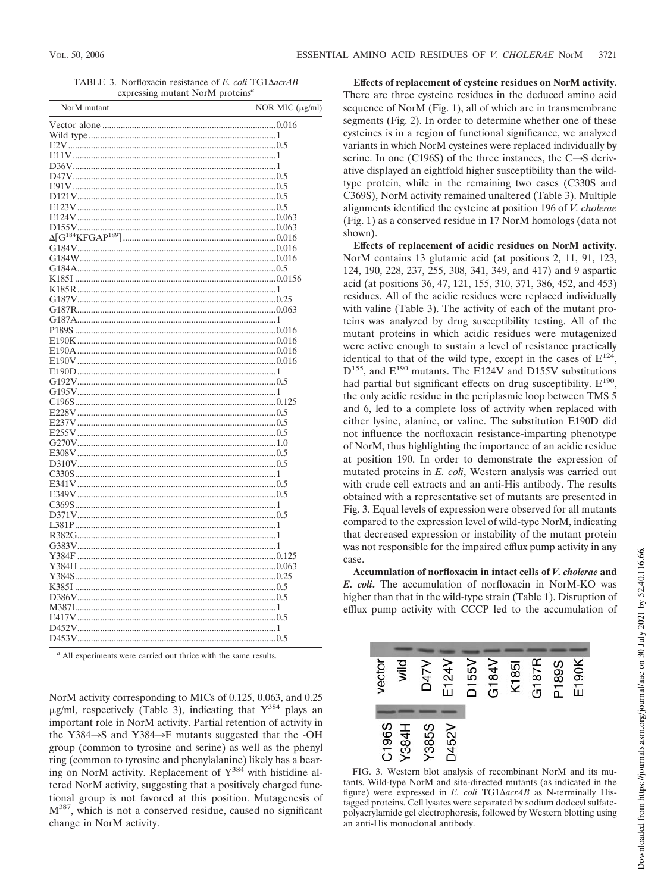TABLE 3. Norfloxacin resistance of *E. coli* TG1Δ*acrAB* expressing mutant NorM proteins[a]

| NorM mutant | NOR MIC (μg/ml) |
|---|---|
| Vector alone | 0.016 |
| Wild type | 1 |
| E2V | 0.5 |
| E11V | 1 |
| D36V | 1 |
| D47V | 0.5 |
| E91V | 0.5 |
| D121V | 0.5 |
| E123V | 0.5 |
| E124V | 0.063 |
| D155V | 0.063 |
| Δ[$G^{184}KFGAP^{189}$] | 0.016 |
| G184V | 0.016 |
| G184W | 0.016 |
| G184A | 0.5 |
| K185I | 0.0156 |
| K185R | 1 |
| G187V | 0.25 |
| G187R | 0.063 |
| G187A | 1 |
| P189S | 0.016 |
| E190K | 0.016 |
| E190A | 0.016 |
| E190V | 0.016 |
| E190D | 1 |
| G192V | 0.5 |
| G195V | 1 |
| C196S | 0.125 |
| E228V | 0.5 |
| E237V | 0.5 |
| E255V | 0.5 |
| G270V | 1.0 |
| E308V | 0.5 |
| D310V | 0.5 |
| C330S | 1 |
| E341V | 0.5 |
| E349V | 0.5 |
| C369S | 1 |
| D371V | 0.5 |
| L381P | 1 |
| R382G | 1 |
| G383V | 1 |
| Y384F | 0.125 |
| Y384H | 0.063 |
| Y384S | 0.25 |
| K385I | 0.5 |
| D386V | 0.5 |
| M387I | 1 |
| E417V | 0.5 |
| D452V | 1 |
| D453V | 0.5 |

[a] All experiments were carried out thrice with the same results.

NorM activity corresponding to MICs of 0.125, 0.063, and 0.25 μg/ml, respectively (Table 3), indicating that $Y^{384}$ plays an important role in NorM activity. Partial retention of activity in the Y384→S and Y384→F mutants suggested that the -OH group (common to tyrosine and serine) as well as the phenyl ring (common to tyrosine and phenylalanine) likely has a bearing on NorM activity. Replacement of $Y^{384}$ with histidine altered NorM activity, suggesting that a positively charged functional group is not favored at this position. Mutagenesis of $M^{387}$, which is not a conserved residue, caused no significant change in NorM activity.

**Effects of replacement of cysteine residues on NorM activity.** There are three cysteine residues in the deduced amino acid sequence of NorM (Fig. 1), all of which are in transmembrane segments (Fig. 2). In order to determine whether one of these cysteines is in a region of functional significance, we analyzed variants in which NorM cysteines were replaced individually by serine. In one (C196S) of the three instances, the C→S derivative displayed an eightfold higher susceptibility than the wild-type protein, while in the remaining two cases (C330S and C369S), NorM activity remained unaltered (Table 3). Multiple alignments identified the cysteine at position 196 of *V. cholerae* (Fig. 1) as a conserved residue in 17 NorM homologs (data not shown).

**Effects of replacement of acidic residues on NorM activity.** NorM contains 13 glutamic acid (at positions 2, 11, 91, 123, 124, 190, 228, 237, 255, 308, 341, 349, and 417) and 9 aspartic acid (at positions 36, 47, 121, 155, 310, 371, 386, 452, and 453) residues. All of the acidic residues were replaced individually with valine (Table 3). The activity of each of the mutant proteins was analyzed by drug susceptibility testing. All of the mutant proteins in which acidic residues were mutagenized were active enough to sustain a level of resistance practically identical to that of the wild type, except in the cases of $E^{124}$, $D^{155}$, and $E^{190}$ mutants. The E124V and D155V substitutions had partial but significant effects on drug susceptibility. $E^{190}$, the only acidic residue in the periplasmic loop between TMS 5 and 6, led to a complete loss of activity when replaced with either lysine, alanine, or valine. The substitution E190D did not influence the norfloxacin resistance-imparting phenotype of NorM, thus highlighting the importance of an acidic residue at position 190. In order to demonstrate the expression of mutated proteins in *E. coli*, Western analysis was carried out with crude cell extracts and an anti-His antibody. The results obtained with a representative set of mutants are presented in Fig. 3. Equal levels of expression were observed for all mutants compared to the expression level of wild-type NorM, indicating that decreased expression or instability of the mutant protein was not responsible for the impaired efflux pump activity in any case.

**Accumulation of norfloxacin in intact cells of *V. cholerae* and *E. coli*.** The accumulation of norfloxacin in NorM-KO was higher than that in the wild-type strain (Table 1). Disruption of efflux pump activity with CCCP led to the accumulation of

vector wild D47V E124V D155V G184V K185I G187R P189S E190K

C196S Y384H Y385S D452V

FIG. 3. Western blot analysis of recombinant NorM and its mutants. Wild-type NorM and site-directed mutants (as indicated in the figure) were expressed in *E. coli* TG1Δ*acrAB* as N-terminally His-tagged proteins. Cell lysates were separated by sodium dodecyl sulfate-polyacrylamide gel electrophoresis, followed by Western blotting using an anti-His monoclonal antibody.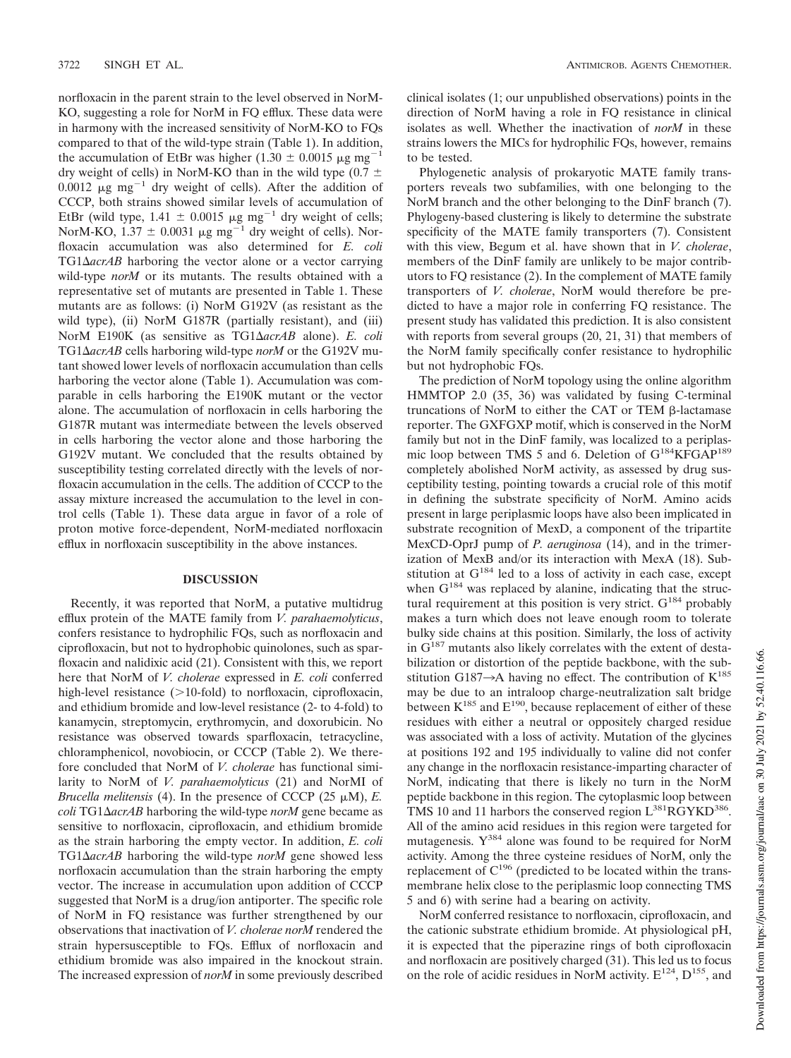norfloxacin in the parent strain to the level observed in NorM-KO, suggesting a role for NorM in FQ efflux. These data were in harmony with the increased sensitivity of NorM-KO to FQs compared to that of the wild-type strain (Table 1). In addition, the accumulation of EtBr was higher (1.30 ± 0.0015 μg $mg^{-1}$ dry weight of cells) in NorM-KO than in the wild type (0.7 ± 0.0012 μg $mg^{-1}$ dry weight of cells). After the addition of CCCP, both strains showed similar levels of accumulation of EtBr (wild type, 1.41 ± 0.0015 μg $mg^{-1}$ dry weight of cells; NorM-KO, 1.37 ± 0.0031 μg $mg^{-1}$ dry weight of cells). Norfloxacin accumulation was also determined for *E. coli* TG1Δ*acrAB* harboring the vector alone or a vector carrying wild-type *norM* or its mutants. The results obtained with a representative set of mutants are presented in Table 1. These mutants are as follows: (i) NorM G192V (as resistant as the wild type), (ii) NorM G187R (partially resistant), and (iii) NorM E190K (as sensitive as TG1Δ*acrAB* alone). *E. coli* TG1Δ*acrAB* cells harboring wild-type *norM* or the G192V mutant showed lower levels of norfloxacin accumulation than cells harboring the vector alone (Table 1). Accumulation was comparable in cells harboring the E190K mutant or the vector alone. The accumulation of norfloxacin in cells harboring the G187R mutant was intermediate between the levels observed in cells harboring the vector alone and those harboring the G192V mutant. We concluded that the results obtained by susceptibility testing correlated directly with the levels of norfloxacin accumulation in the cells. The addition of CCCP to the assay mixture increased the accumulation to the level in control cells (Table 1). These data argue in favor of a role of proton motive force-dependent, NorM-mediated norfloxacin efflux in norfloxacin susceptibility in the above instances.

## DISCUSSION

Recently, it was reported that NorM, a putative multidrug efflux protein of the MATE family from *V. parahaemolyticus*, confers resistance to hydrophilic FQs, such as norfloxacin and ciprofloxacin, but not to hydrophobic quinolones, such as sparfloxacin and nalidixic acid (21). Consistent with this, we report here that NorM of *V. cholerae* expressed in *E. coli* conferred high-level resistance (>10-fold) to norfloxacin, ciprofloxacin, and ethidium bromide and low-level resistance (2- to 4-fold) to kanamycin, streptomycin, erythromycin, and doxorubicin. No resistance was observed towards sparfloxacin, tetracycline, chloramphenicol, novobiocin, or CCCP (Table 2). We therefore concluded that NorM of *V. cholerae* has functional similarity to NorM of *V. parahaemolyticus* (21) and NorMI of *Brucella melitensis* (4). In the presence of CCCP (25 μM), *E. coli* TG1Δ*acrAB* harboring the wild-type *norM* gene became as sensitive to norfloxacin, ciprofloxacin, and ethidium bromide as the strain harboring the empty vector. In addition, *E. coli* TG1Δ*acrAB* harboring the wild-type *norM* gene showed less norfloxacin accumulation than the strain harboring the empty vector. The increase in accumulation upon addition of CCCP suggested that NorM is a drug/ion antiporter. The specific role of NorM in FQ resistance was further strengthened by our observations that inactivation of *V. cholerae norM* rendered the strain hypersusceptible to FQs. Efflux of norfloxacin and ethidium bromide was also impaired in the knockout strain. The increased expression of *norM* in some previously described clinical isolates (1; our unpublished observations) points in the direction of NorM having a role in FQ resistance in clinical isolates as well. Whether the inactivation of *norM* in these strains lowers the MICs for hydrophilic FQs, however, remains to be tested.

Phylogenetic analysis of prokaryotic MATE family transporters reveals two subfamilies, with one belonging to the NorM branch and the other belonging to the DinF branch (7). Phylogeny-based clustering is likely to determine the substrate specificity of the MATE family transporters (7). Consistent with this view, Begum et al. have shown that in *V. cholerae*, members of the DinF family are unlikely to be major contributors to FQ resistance (2). In the complement of MATE family transporters of *V. cholerae*, NorM would therefore be predicted to have a major role in conferring FQ resistance. The present study has validated this prediction. It is also consistent with reports from several groups (20, 21, 31) that members of the NorM family specifically confer resistance to hydrophilic but not hydrophobic FQs.

The prediction of NorM topology using the online algorithm HMMTOP 2.0 (35, 36) was validated by fusing C-terminal truncations of NorM to either the CAT or TEM β-lactamase reporter. The GXFGXP motif, which is conserved in the NorM family but not in the DinF family, was localized to a periplasmic loop between TMS 5 and 6. Deletion of $G^{184}KFGAP^{189}$ completely abolished NorM activity, as assessed by drug susceptibility testing, pointing towards a crucial role of this motif in defining the substrate specificity of NorM. Amino acids present in large periplasmic loops have also been implicated in substrate recognition of MexD, a component of the tripartite MexCD-OprJ pump of *P. aeruginosa* (14), and in the trimerization of MexB and/or its interaction with MexA (18). Substitution at $G^{184}$ led to a loss of activity in each case, except when $G^{184}$ was replaced by alanine, indicating that the structural requirement at this position is very strict. $G^{184}$ probably makes a turn which does not leave enough room to tolerate bulky side chains at this position. Similarly, the loss of activity in $G^{187}$ mutants also likely correlates with the extent of destabilization or distortion of the peptide backbone, with the substitution G187→A having no effect. The contribution of $K^{185}$ may be due to an intraloop charge-neutralization salt bridge between $K^{185}$ and $E^{190}$, because replacement of either of these residues with either a neutral or oppositely charged residue was associated with a loss of activity. Mutation of the glycines at positions 192 and 195 individually to valine did not confer any change in the norfloxacin resistance-imparting character of NorM, indicating that there is likely no turn in the NorM peptide backbone in this region. The cytoplasmic loop between TMS 10 and 11 harbors the conserved region $L^{381}RGYKD^{386}$. All of the amino acid residues in this region were targeted for mutagenesis. $Y^{384}$ alone was found to be required for NorM activity. Among the three cysteine residues of NorM, only the replacement of $C^{196}$ (predicted to be located within the transmembrane helix close to the periplasmic loop connecting TMS 5 and 6) with serine had a bearing on activity.

NorM conferred resistance to norfloxacin, ciprofloxacin, and the cationic substrate ethidium bromide. At physiological pH, it is expected that the piperazine rings of both ciprofloxacin and norfloxacin are positively charged (31). This led us to focus on the role of acidic residues in NorM activity. $E^{124}$, $D^{155}$, and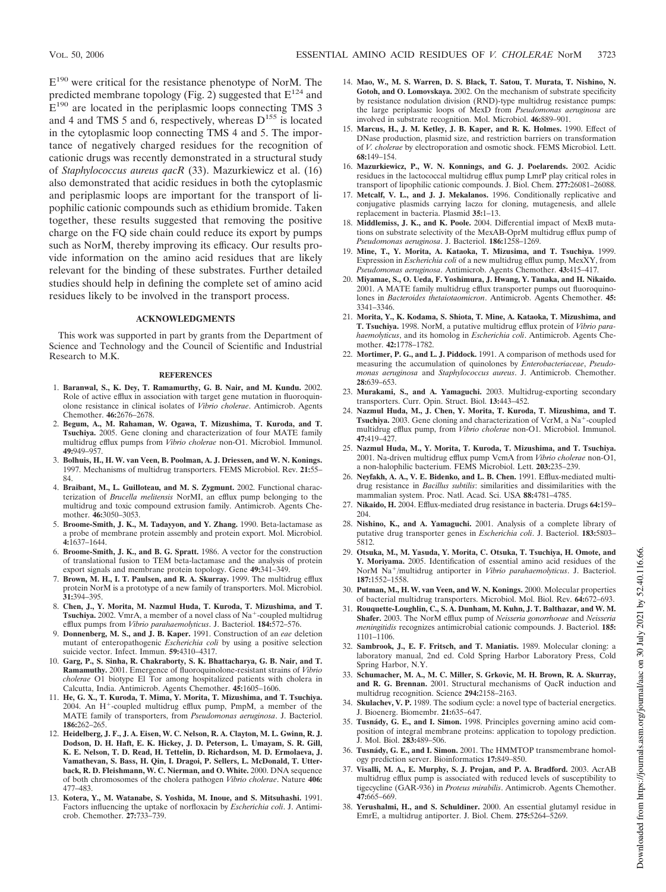$E^{190}$ were critical for the resistance phenotype of NorM. The predicted membrane topology (Fig. 2) suggested that $E^{124}$ and $E^{190}$ are located in the periplasmic loops connecting TMS 3 and 4 and TMS 5 and 6, respectively, whereas $D^{155}$ is located in the cytoplasmic loop connecting TMS 4 and 5. The importance of negatively charged residues for the recognition of cationic drugs was recently demonstrated in a structural study of *Staphylococcus aureus qacR* (33). Mazurkiewicz et al. (16) also demonstrated that acidic residues in both the cytoplasmic and periplasmic loops are important for the transport of lipophilic cationic compounds such as ethidium bromide. Taken together, these results suggested that removing the positive charge on the FQ side chain could reduce its export by pumps such as NorM, thereby improving its efficacy. Our results provide information on the amino acid residues that are likely relevant for the binding of these substrates. Further detailed studies should help in defining the complete set of amino acid residues likely to be involved in the transport process.

## ACKNOWLEDGMENTS

This work was supported in part by grants from the Department of Science and Technology and the Council of Scientific and Industrial Research to M.K.

## REFERENCES

1. **Baranwal, S., K. Dey, T. Ramamurthy, G. B. Nair, and M. Kundu.** 2002. Role of active efflux in association with target gene mutation in fluoroquinolone resistance in clinical isolates of *Vibrio cholerae*. Antimicrob. Agents Chemother. **46:**2676–2678.
2. **Begum, A., M. Rahaman, W. Ogawa, T. Mizushima, T. Kuroda, and T. Tsuchiya.** 2005. Gene cloning and characterization of four MATE family multidrug efflux pumps from *Vibrio cholerae* non-O1. Microbiol. Immunol. **49:**949–957.
3. **Bolhuis, H., H. W. van Veen, B. Poolman, A. J. Driessen, and W. N. Konings.** 1997. Mechanisms of multidrug transporters. FEMS Microbiol. Rev. **21:**55–84.
4. **Braibant, M., L. Guilloteau, and M. S. Zygmunt.** 2002. Functional characterization of *Brucella melitensis* NorMI, an efflux pump belonging to the multidrug and toxic compound extrusion family. Antimicrob. Agents Chemother. **46:**3050–3053.
5. **Broome-Smith, J. K., M. Tadayyon, and Y. Zhang.** 1990. Beta-lactamase as a probe of membrane protein assembly and protein export. Mol. Microbiol. **4:**1637–1644.
6. **Broome-Smith, J. K., and B. G. Spratt.** 1986. A vector for the construction of translational fusion to TEM beta-lactamase and the analysis of protein export signals and membrane protein topology. Gene **49:**341–349.
7. **Brown, M. H., I. T. Paulsen, and R. A. Skurray.** 1999. The multidrug efflux protein NorM is a prototype of a new family of transporters. Mol. Microbiol. **31:**394–395.
8. **Chen, J., Y. Morita, M. Nazmul Huda, T. Kuroda, T. Mizushima, and T. Tsuchiya.** 2002. VmrA, a member of a novel class of $Na^+$-coupled multidrug efflux pumps from *Vibrio parahaemolyticus*. J. Bacteriol. **184:**572–576.
9. **Donnenberg, M. S., and J. B. Kaper.** 1991. Construction of an *eae* deletion mutant of enteropathogenic *Escherichia coli* by using a positive selection suicide vector. Infect. Immun. **59:**4310–4317.
10. **Garg, P., S. Sinha, R. Chakraborty, S. K. Bhattacharya, G. B. Nair, and T. Ramamuthy.** 2001. Emergence of fluoroquinolone-resistant strains of *Vibrio cholerae* O1 biotype El Tor among hospitalized patients with cholera in Calcutta, India. Antimicrob. Agents Chemother. **45:**1605–1606.
11. **He, G. X., T. Kuroda, T. Mima, Y. Morita, T. Mizushima, and T. Tsuchiya.** 2004. An $H^+$-coupled multidrug efflux pump, PmpM, a member of the MATE family of transporters, from *Pseudomonas aeruginosa*. J. Bacteriol. **186:**262–265.
12. **Heidelberg, J. F., J. A. Eisen, W. C. Nelson, R. A. Clayton, M. L. Gwinn, R. J. Dodson, D. H. Haft, E. K. Hickey, J. D. Peterson, L. Umayam, S. R. Gill, K. E. Nelson, T. D. Read, H. Tettelin, D. Richardson, M. D. Ermolaeva, J. Vamathevan, S. Bass, H. Qin, I. Dragoi, P. Sellers, L. McDonald, T. Utterback, R. D. Fleishmann, W. C. Nierman, and O. White.** 2000. DNA sequence of both chromosomes of the cholera pathogen *Vibrio cholerae*. Nature **406:**477–483.
13. **Kotera, Y., M. Watanabe, S. Yoshida, M. Inoue, and S. Mitsuhashi.** 1991. Factors influencing the uptake of norfloxacin by *Escherichia coli*. J. Antimicrob. Chemother. **27:**733–739.
14. **Mao, W., M. S. Warren, D. S. Black, T. Satou, T. Murata, T. Nishino, N. Gotoh, and O. Lomovskaya.** 2002. On the mechanism of substrate specificity by resistance nodulation division (RND)-type multidrug resistance pumps: the large periplasmic loops of MexD from *Pseudomonas aeruginosa* are involved in substrate recognition. Mol. Microbiol. **46:**889–901.
15. **Marcus, H., J. M. Ketley, J. B. Kaper, and R. K. Holmes.** 1990. Effect of DNase production, plasmid size, and restriction barriers on transformation of *V. cholerae* by electroporation and osmotic shock. FEMS Microbiol. Lett. **68:**149–154.
16. **Mazurkiewicz, P., W. N. Konnings, and G. J. Poelarends.** 2002. Acidic residues in the lactococcal multidrug efflux pump LmrP play critical roles in transport of lipophilic cationic compounds. J. Biol. Chem. **277:**26081–26088.
17. **Metcalf, V. L., and J. J. Mekalanos.** 1996. Conditionally replicative and conjugative plasmids carrying lacz$\alpha$ for cloning, mutagenesis, and allele replacement in bacteria. Plasmid **35:**1–13.
18. **Middlemiss, J. K., and K. Poole.** 2004. Differential impact of MexB mutations on substrate selectivity of the MexAB-OprM multidrug efflux pump of *Pseudomonas aeruginosa*. J. Bacteriol. **186:**1258–1269.
19. **Mine, T., Y. Morita, A. Kataoka, T. Mizusima, and T. Tsuchiya.** 1999. Expression in *Escherichia coli* of a new multidrug efflux pump, MexXY, from *Pseudomonas aeruginosa*. Antimicrob. Agents Chemother. **43:**415–417.
20. **Miyamae, S., O. Ueda, F. Yoshimura, J. Hwang, Y. Tanaka, and H. Nikaido.** 2001. A MATE family multidrug efflux transporter pumps out fluoroquinolones in *Bacteroides thetaiotaomicron*. Antimicrob. Agents Chemother. **45:**3341–3346.
21. **Morita, Y., K. Kodama, S. Shiota, T. Mine, A. Kataoka, T. Mizushima, and T. Tsuchiya.** 1998. NorM, a putative multidrug efflux protein of *Vibrio parahaemolyticus*, and its homolog in *Escherichia coli*. Antimicrob. Agents Chemother. **42:**1778–1782.
22. **Mortimer, P. G., and L. J. Piddock.** 1991. A comparison of methods used for measuring the accumulation of quinolones by *Enterobacteriaceae*, *Pseudomonas aeruginosa* and *Staphylococcus aureus*. J. Antimicrob. Chemother. **28:**639–653.
23. **Murakami, S., and A. Yamaguchi.** 2003. Multidrug-exporting secondary transporters. Curr. Opin. Struct. Biol. **13:**443–452.
24. **Nazmul Huda, M., J. Chen, Y. Morita, T. Kuroda, T. Mizushima, and T. Tsuchiya.** 2003. Gene cloning and characterization of VcrM, a $Na^+$-coupled multidrug efflux pump, from *Vibrio cholerae* non-O1. Microbiol. Immunol. **47:**419–427.
25. **Nazmul Huda, M., Y. Morita, T. Kuroda, T. Mizushima, and T. Tsuchiya.** 2001. Na-driven multidrug efflux pump VcmA from *Vibrio cholerae* non-O1, a non-halophilic bacterium. FEMS Microbiol. Lett. **203:**235–239.
26. **Neyfakh, A. A., V. E. Bidenko, and L. B. Chen.** 1991. Efflux-mediated multidrug resistance in *Bacillus subtilis*: similarities and dissimilarities with the mammalian system. Proc. Natl. Acad. Sci. USA **88:**4781–4785.
27. **Nikaido, H.** 2004. Efflux-mediated drug resistance in bacteria. Drugs **64:**159–204.
28. **Nishino, K., and A. Yamaguchi.** 2001. Analysis of a complete library of putative drug transporter genes in *Escherichia coli*. J. Bacteriol. **183:**5803–5812.
29. **Otsuka, M., M. Yasuda, Y. Morita, C. Otsuka, T. Tsuchiya, H. Omote, and Y. Moriyama.** 2005. Identification of essential amino acid residues of the NorM $Na^+$/multidrug antiporter in *Vibrio parahaemolyticus*. J. Bacteriol. **187:**1552–1558.
30. **Putman, M., H. W. van Veen, and W. N. Konings.** 2000. Molecular properties of bacterial multidrug transporters. Microbiol. Mol. Biol. Rev. **64:**672–693.
31. **Rouquette-Loughlin, C., S. A. Dunham, M. Kuhn, J. T. Balthazar, and W. M. Shafer.** 2003. The NorM efflux pump of *Neisseria gonorrhoeae* and *Neisseria meningitidis* recognizes antimicrobial cationic compounds. J. Bacteriol. **185:**1101–1106.
32. **Sambrook, J., E. F. Fritsch, and T. Maniatis.** 1989. Molecular cloning: a laboratory manual, 2nd ed. Cold Spring Harbor Laboratory Press, Cold Spring Harbor, N.Y.
33. **Schumacher, M. A., M. C. Miller, S. Grkovic, M. H. Brown, R. A. Skurray, and R. G. Brennan.** 2001. Structural mechanisms of QacR induction and multidrug recognition. Science **294:**2158–2163.
34. **Skulachev, V. P.** 1989. The sodium cycle: a novel type of bacterial energetics. J. Bioenerg. Biomembr. **21:**635–647.
35. **Tusnády, G. E., and I. Simon.** 1998. Principles governing amino acid composition of integral membrane proteins: application to topology prediction. J. Mol. Biol. **283:**489–506.
36. **Tusnády, G. E., and I. Simon.** 2001. The HMMTOP transmembrane homology prediction server. Bioinformatics **17:**849–850.
37. **Visalli, M. A., E. Murphy, S. J. Projan, and P. A. Bradford.** 2003. AcrAB multidrug efflux pump is associated with reduced levels of susceptibility to tigecycline (GAR-936) in *Proteus mirabilis*. Antimicrob. Agents Chemother. **47:**665–669.
38. **Yerushalmi, H., and S. Schuldiner.** 2000. An essential glutamyl residue in EmrE, a multidrug antiporter. J. Biol. Chem. **275:**5264–5269.